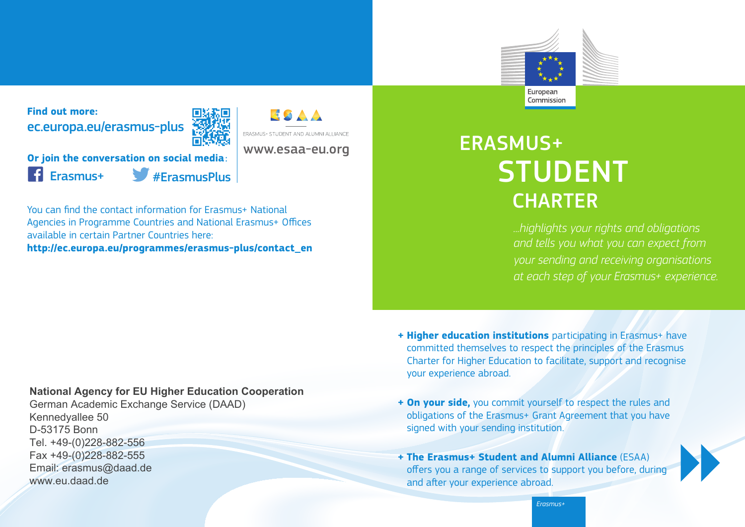**Find out more:**
ec.europa.eu/erasmus-plus

ERASMUS+ STUDENT AND ALUMNI ALLIANCE
www.esaa-eu.org

**Or join the conversation on social media:**
Erasmus+ #ErasmusPlus

You can find the contact information for Erasmus+ National Agencies in Programme Countries and National Erasmus+ Offices available in certain Partner Countries here:
**http://ec.europa.eu/programmes/erasmus-plus/contact_en**

**National Agency for EU Higher Education Cooperation**
German Academic Exchange Service (DAAD)
Kennedyallee 50
D-53175 Bonn
Tel. +49-(0)228-882-556
Fax +49-(0)228-882-555
Email: erasmus@daad.de
www.eu.daad.de

European Commission

# ERASMUS+ STUDENT CHARTER

*...highlights your rights and obligations and tells you what you can expect from your sending and receiving organisations at each step of your Erasmus+ experience.*

+ **Higher education institutions** participating in Erasmus+ have committed themselves to respect the principles of the Erasmus Charter for Higher Education to facilitate, support and recognise your experience abroad.

+ **On your side,** you commit yourself to respect the rules and obligations of the Erasmus+ Grant Agreement that you have signed with your sending institution.

+ **The Erasmus+ Student and Alumni Alliance** (ESAA) offers you a range of services to support you before, during and after your experience abroad.

*Erasmus+*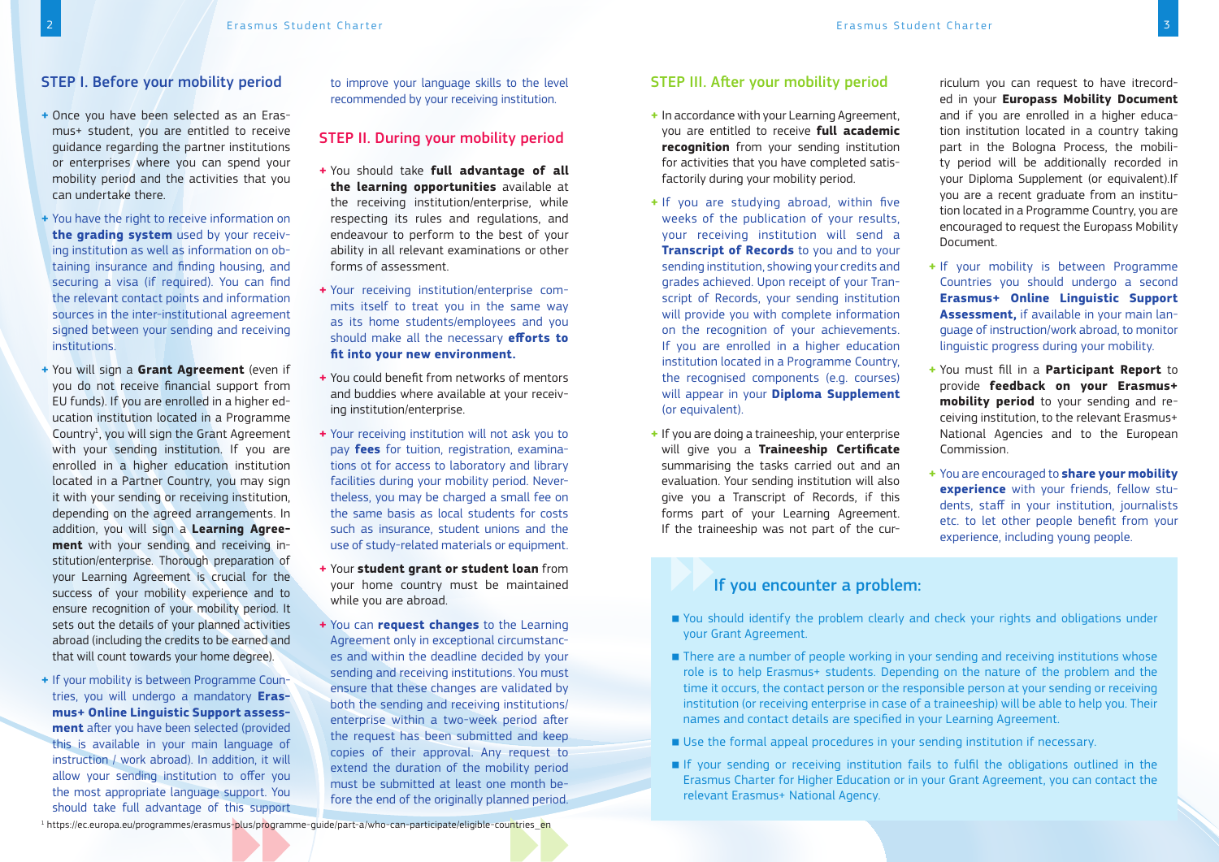## STEP I. Before your mobility period

+ Once you have been selected as an Erasmus+ student, you are entitled to receive guidance regarding the partner institutions or enterprises where you can spend your mobility period and the activities that you can undertake there.

+ You have the right to receive information on **the grading system** used by your receiving institution as well as information on obtaining insurance and finding housing, and securing a visa (if required). You can find the relevant contact points and information sources in the inter-institutional agreement signed between your sending and receiving institutions.

+ You will sign a **Grant Agreement** (even if you do not receive financial support from EU funds). If you are enrolled in a higher education institution located in a Programme Country[1], you will sign the Grant Agreement with your sending institution. If you are enrolled in a higher education institution located in a Partner Country, you may sign it with your sending or receiving institution, depending on the agreed arrangements. In addition, you will sign a **Learning Agreement** with your sending and receiving institution/enterprise. Thorough preparation of your Learning Agreement is crucial for the success of your mobility experience and to ensure recognition of your mobility period. It sets out the details of your planned activities abroad (including the credits to be earned and that will count towards your home degree).

+ If your mobility is between Programme Countries, you will undergo a mandatory **Erasmus+ Online Linguistic Support assessment** after you have been selected (provided this is available in your main language of instruction / work abroad). In addition, it will allow your sending institution to offer you the most appropriate language support. You should take full advantage of this support to improve your language skills to the level recommended by your receiving institution.

## STEP II. During your mobility period

+ You should take **full advantage of all the learning opportunities** available at the receiving institution/enterprise, while respecting its rules and regulations, and endeavour to perform to the best of your ability in all relevant examinations or other forms of assessment.

+ Your receiving institution/enterprise commits itself to treat you in the same way as its home students/employees and you should make all the necessary **efforts to fit into your new environment.**

+ You could benefit from networks of mentors and buddies where available at your receiving institution/enterprise.

+ Your receiving institution will not ask you to pay **fees** for tuition, registration, examinations ot for access to laboratory and library facilities during your mobility period. Nevertheless, you may be charged a small fee on the same basis as local students for costs such as insurance, student unions and the use of study-related materials or equipment.

+ Your **student grant or student loan** from your home country must be maintained while you are abroad.

+ You can **request changes** to the Learning Agreement only in exceptional circumstances and within the deadline decided by your sending and receiving institutions. You must ensure that these changes are validated by both the sending and receiving institutions/enterprise within a two-week period after the request has been submitted and keep copies of their approval. Any request to extend the duration of the mobility period must be submitted at least one month before the end of the originally planned period.

[1] https://ec.europa.eu/programmes/erasmus-plus/programme-guide/part-a/who-can-participate/eligible-countries_en

## STEP III. After your mobility period

+ In accordance with your Learning Agreement, you are entitled to receive **full academic recognition** from your sending institution for activities that you have completed satisfactorily during your mobility period.

+ If you are studying abroad, within five weeks of the publication of your results, your receiving institution will send a **Transcript of Records** to you and to your sending institution, showing your credits and grades achieved. Upon receipt of your Transcript of Records, your sending institution will provide you with complete information on the recognition of your achievements. If you are enrolled in a higher education institution located in a Programme Country, the recognised components (e.g. courses) will appear in your **Diploma Supplement** (or equivalent).

+ If you are doing a traineeship, your enterprise will give you a **Traineeship Certificate** summarising the tasks carried out and an evaluation. Your sending institution will also give you a Transcript of Records, if this forms part of your Learning Agreement. If the traineeship was not part of the curriculum you can request to have itrecorded in your **Europass Mobility Document** and if you are enrolled in a higher education institution located in a country taking part in the Bologna Process, the mobility period will be additionally recorded in your Diploma Supplement (or equivalent).If you are a recent graduate from an institution located in a Programme Country, you are encouraged to request the Europass Mobility Document.

+ If your mobility is between Programme Countries you should undergo a second **Erasmus+ Online Linguistic Support Assessment,** if available in your main language of instruction/work abroad, to monitor linguistic progress during your mobility.

+ You must fill in a **Participant Report** to provide **feedback on your Erasmus+ mobility period** to your sending and receiving institution, to the relevant Erasmus+ National Agencies and to the European Commission.

+ You are encouraged to **share your mobility experience** with your friends, fellow students, staff in your institution, journalists etc. to let other people benefit from your experience, including young people.

### If you encounter a problem:

- You should identify the problem clearly and check your rights and obligations under your Grant Agreement.
- There are a number of people working in your sending and receiving institutions whose role is to help Erasmus+ students. Depending on the nature of the problem and the time it occurs, the contact person or the responsible person at your sending or receiving institution (or receiving enterprise in case of a traineeship) will be able to help you. Their names and contact details are specified in your Learning Agreement.
- Use the formal appeal procedures in your sending institution if necessary.
- If your sending or receiving institution fails to fulfil the obligations outlined in the Erasmus Charter for Higher Education or in your Grant Agreement, you can contact the relevant Erasmus+ National Agency.